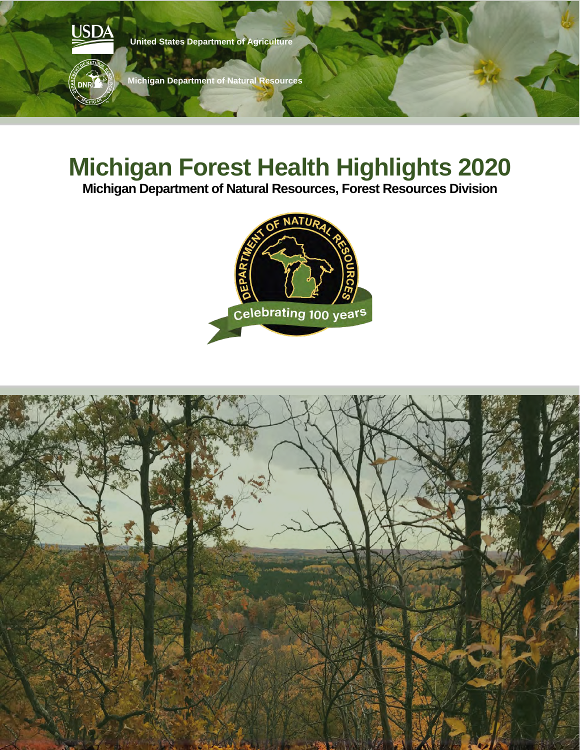United States Department of Agriculture

Michigan Department of Natural Resources

# Michigan Forest Health Highlights 2020

**Michigan Department of Natural Resources, Forest Resources Division**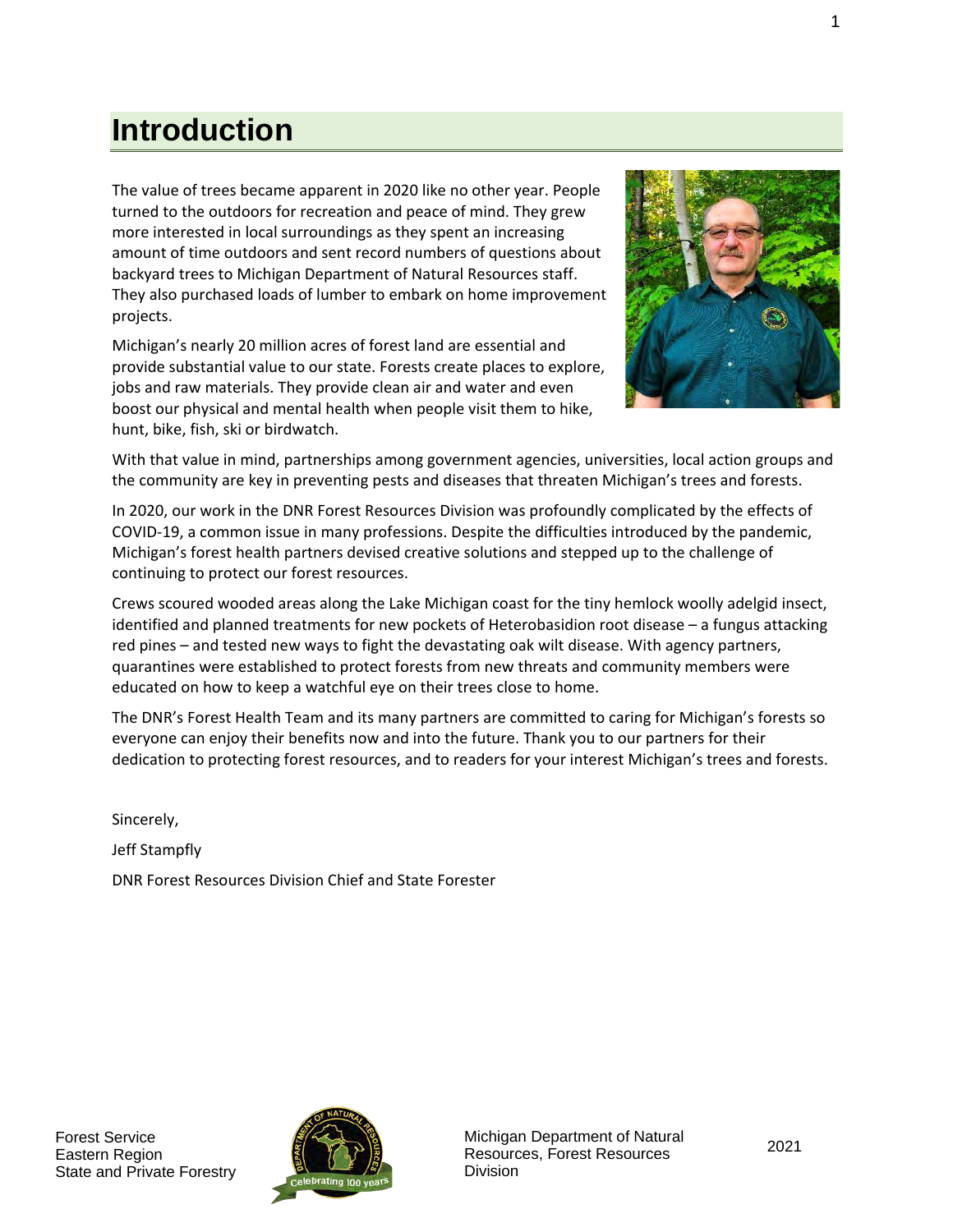# Introduction

The value of trees became apparent in 2020 like no other year. People turned to the outdoors for recreation and peace of mind. They grew more interested in local surroundings as they spent an increasing amount of time outdoors and sent record numbers of questions about backyard trees to Michigan Department of Natural Resources staff. They also purchased loads of lumber to embark on home improvement projects.

Michigan's nearly 20 million acres of forest land are essential and provide substantial value to our state. Forests create places to explore, jobs and raw materials. They provide clean air and water and even boost our physical and mental health when people visit them to hike, hunt, bike, fish, ski or birdwatch.

With that value in mind, partnerships among government agencies, universities, local action groups and the community are key in preventing pests and diseases that threaten Michigan's trees and forests.

In 2020, our work in the DNR Forest Resources Division was profoundly complicated by the effects of COVID-19, a common issue in many professions. Despite the difficulties introduced by the pandemic, Michigan's forest health partners devised creative solutions and stepped up to the challenge of continuing to protect our forest resources.

Crews scoured wooded areas along the Lake Michigan coast for the tiny hemlock woolly adelgid insect, identified and planned treatments for new pockets of Heterobasidion root disease – a fungus attacking red pines – and tested new ways to fight the devastating oak wilt disease. With agency partners, quarantines were established to protect forests from new threats and community members were educated on how to keep a watchful eye on their trees close to home.

The DNR's Forest Health Team and its many partners are committed to caring for Michigan's forests so everyone can enjoy their benefits now and into the future. Thank you to our partners for their dedication to protecting forest resources, and to readers for your interest Michigan's trees and forests.

Sincerely,

Jeff Stampfly

DNR Forest Resources Division Chief and State Forester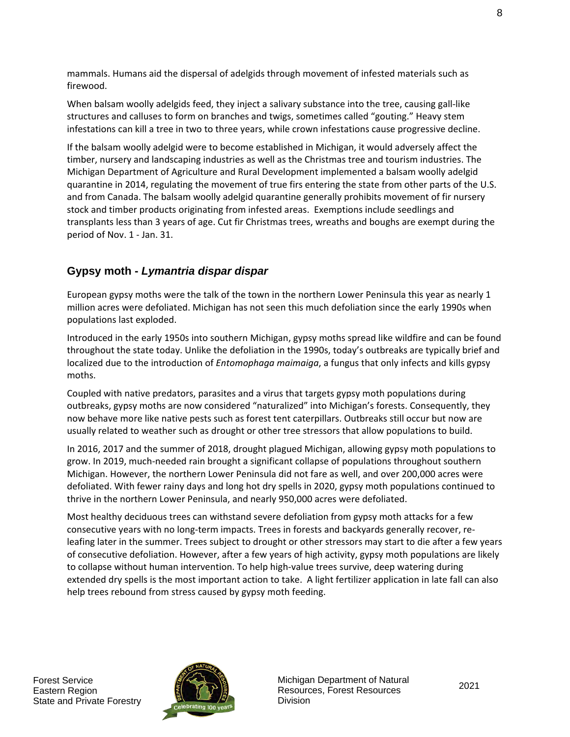mammals. Humans aid the dispersal of adelgids through movement of infested materials such as firewood.

When balsam woolly adelgids feed, they inject a salivary substance into the tree, causing gall-like structures and calluses to form on branches and twigs, sometimes called "gouting." Heavy stem infestations can kill a tree in two to three years, while crown infestations cause progressive decline.

If the balsam woolly adelgid were to become established in Michigan, it would adversely affect the timber, nursery and landscaping industries as well as the Christmas tree and tourism industries. The Michigan Department of Agriculture and Rural Development implemented a balsam woolly adelgid quarantine in 2014, regulating the movement of true firs entering the state from other parts of the U.S. and from Canada. The balsam woolly adelgid quarantine generally prohibits movement of fir nursery stock and timber products originating from infested areas. Exemptions include seedlings and transplants less than 3 years of age. Cut fir Christmas trees, wreaths and boughs are exempt during the period of Nov. 1 - Jan. 31.

## Gypsy moth - *Lymantria dispar dispar*

European gypsy moths were the talk of the town in the northern Lower Peninsula this year as nearly 1 million acres were defoliated. Michigan has not seen this much defoliation since the early 1990s when populations last exploded.

Introduced in the early 1950s into southern Michigan, gypsy moths spread like wildfire and can be found throughout the state today. Unlike the defoliation in the 1990s, today's outbreaks are typically brief and localized due to the introduction of *Entomophaga maimaiga*, a fungus that only infects and kills gypsy moths.

Coupled with native predators, parasites and a virus that targets gypsy moth populations during outbreaks, gypsy moths are now considered "naturalized" into Michigan's forests. Consequently, they now behave more like native pests such as forest tent caterpillars. Outbreaks still occur but now are usually related to weather such as drought or other tree stressors that allow populations to build.

In 2016, 2017 and the summer of 2018, drought plagued Michigan, allowing gypsy moth populations to grow. In 2019, much-needed rain brought a significant collapse of populations throughout southern Michigan. However, the northern Lower Peninsula did not fare as well, and over 200,000 acres were defoliated. With fewer rainy days and long hot dry spells in 2020, gypsy moth populations continued to thrive in the northern Lower Peninsula, and nearly 950,000 acres were defoliated.

Most healthy deciduous trees can withstand severe defoliation from gypsy moth attacks for a few consecutive years with no long-term impacts. Trees in forests and backyards generally recover, re-leafing later in the summer. Trees subject to drought or other stressors may start to die after a few years of consecutive defoliation. However, after a few years of high activity, gypsy moth populations are likely to collapse without human intervention. To help high-value trees survive, deep watering during extended dry spells is the most important action to take. A light fertilizer application in late fall can also help trees rebound from stress caused by gypsy moth feeding.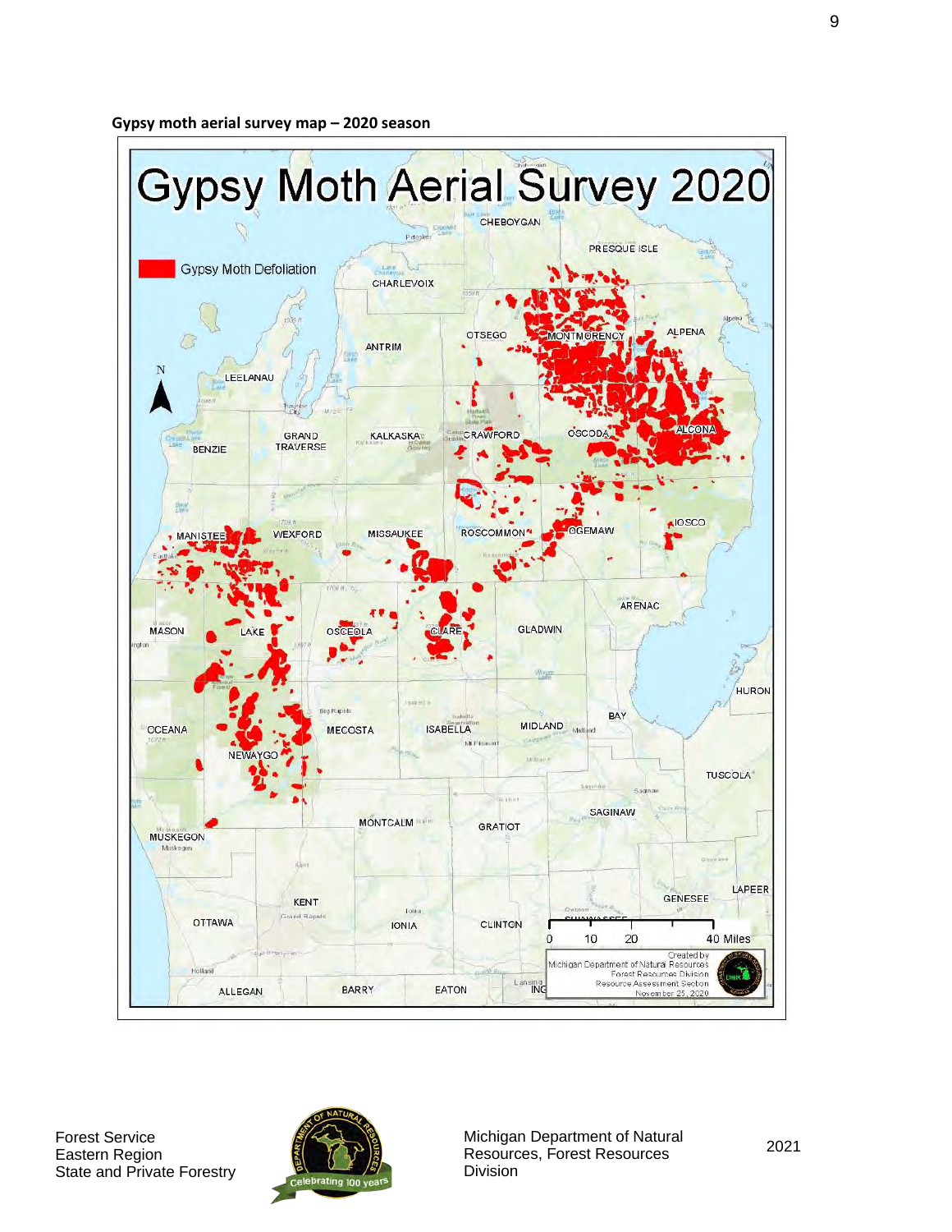**Gypsy moth aerial survey map – 2020 season**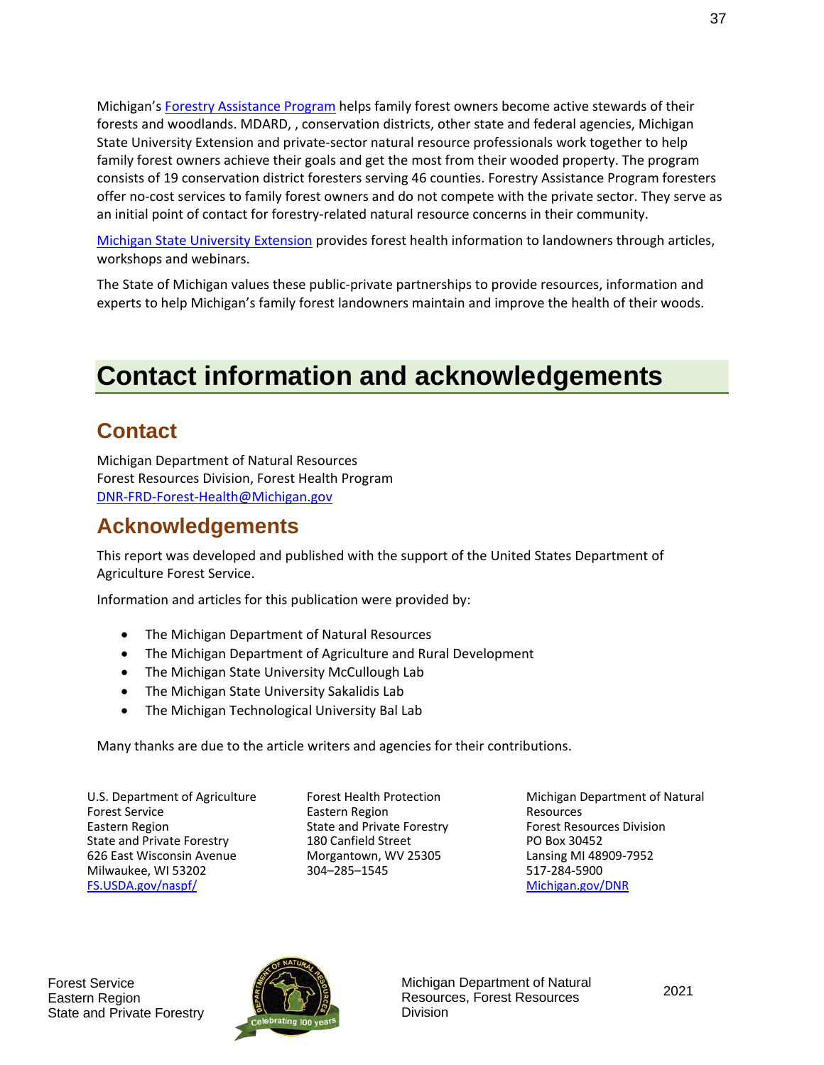Michigan's Forestry Assistance Program helps family forest owners become active stewards of their forests and woodlands. MDARD, , conservation districts, other state and federal agencies, Michigan State University Extension and private-sector natural resource professionals work together to help family forest owners achieve their goals and get the most from their wooded property. The program consists of 19 conservation district foresters serving 46 counties. Forestry Assistance Program foresters offer no-cost services to family forest owners and do not compete with the private sector. They serve as an initial point of contact for forestry-related natural resource concerns in their community.

Michigan State University Extension provides forest health information to landowners through articles, workshops and webinars.

The State of Michigan values these public-private partnerships to provide resources, information and experts to help Michigan's family forest landowners maintain and improve the health of their woods.

# Contact information and acknowledgements

## Contact

Michigan Department of Natural Resources
Forest Resources Division, Forest Health Program
DNR-FRD-Forest-Health@Michigan.gov

## Acknowledgements

This report was developed and published with the support of the United States Department of Agriculture Forest Service.

Information and articles for this publication were provided by:

- The Michigan Department of Natural Resources
- The Michigan Department of Agriculture and Rural Development
- The Michigan State University McCullough Lab
- The Michigan State University Sakalidis Lab
- The Michigan Technological University Bal Lab

Many thanks are due to the article writers and agencies for their contributions.

U.S. Department of Agriculture
Forest Service
Eastern Region
State and Private Forestry
626 East Wisconsin Avenue
Milwaukee, WI 53202
FS.USDA.gov/naspf/

Forest Health Protection
Eastern Region
State and Private Forestry
180 Canfield Street
Morgantown, WV 25305
304–285–1545

Michigan Department of Natural Resources
Forest Resources Division
PO Box 30452
Lansing MI 48909-7952
517-284-5900
Michigan.gov/DNR

Forest Service
Eastern Region
State and Private Forestry

Michigan Department of Natural Resources, Forest Resources Division

2021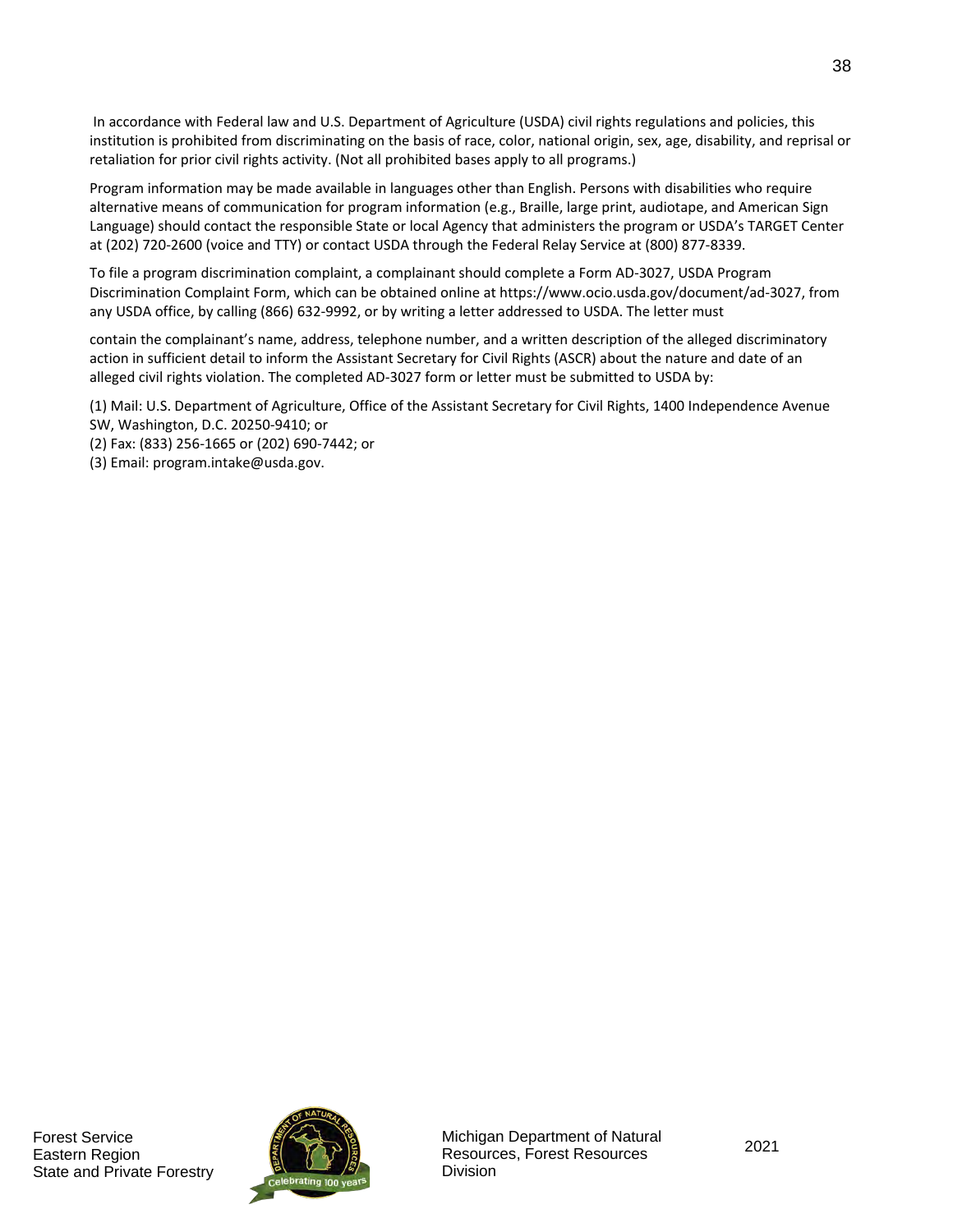In accordance with Federal law and U.S. Department of Agriculture (USDA) civil rights regulations and policies, this institution is prohibited from discriminating on the basis of race, color, national origin, sex, age, disability, and reprisal or retaliation for prior civil rights activity. (Not all prohibited bases apply to all programs.)

Program information may be made available in languages other than English. Persons with disabilities who require alternative means of communication for program information (e.g., Braille, large print, audiotape, and American Sign Language) should contact the responsible State or local Agency that administers the program or USDA's TARGET Center at (202) 720-2600 (voice and TTY) or contact USDA through the Federal Relay Service at (800) 877-8339.

To file a program discrimination complaint, a complainant should complete a Form AD-3027, USDA Program Discrimination Complaint Form, which can be obtained online at https://www.ocio.usda.gov/document/ad-3027, from any USDA office, by calling (866) 632-9992, or by writing a letter addressed to USDA. The letter must

contain the complainant's name, address, telephone number, and a written description of the alleged discriminatory action in sufficient detail to inform the Assistant Secretary for Civil Rights (ASCR) about the nature and date of an alleged civil rights violation. The completed AD-3027 form or letter must be submitted to USDA by:

(1) Mail: U.S. Department of Agriculture, Office of the Assistant Secretary for Civil Rights, 1400 Independence Avenue SW, Washington, D.C. 20250-9410; or
(2) Fax: (833) 256-1665 or (202) 690-7442; or
(3) Email: program.intake@usda.gov.